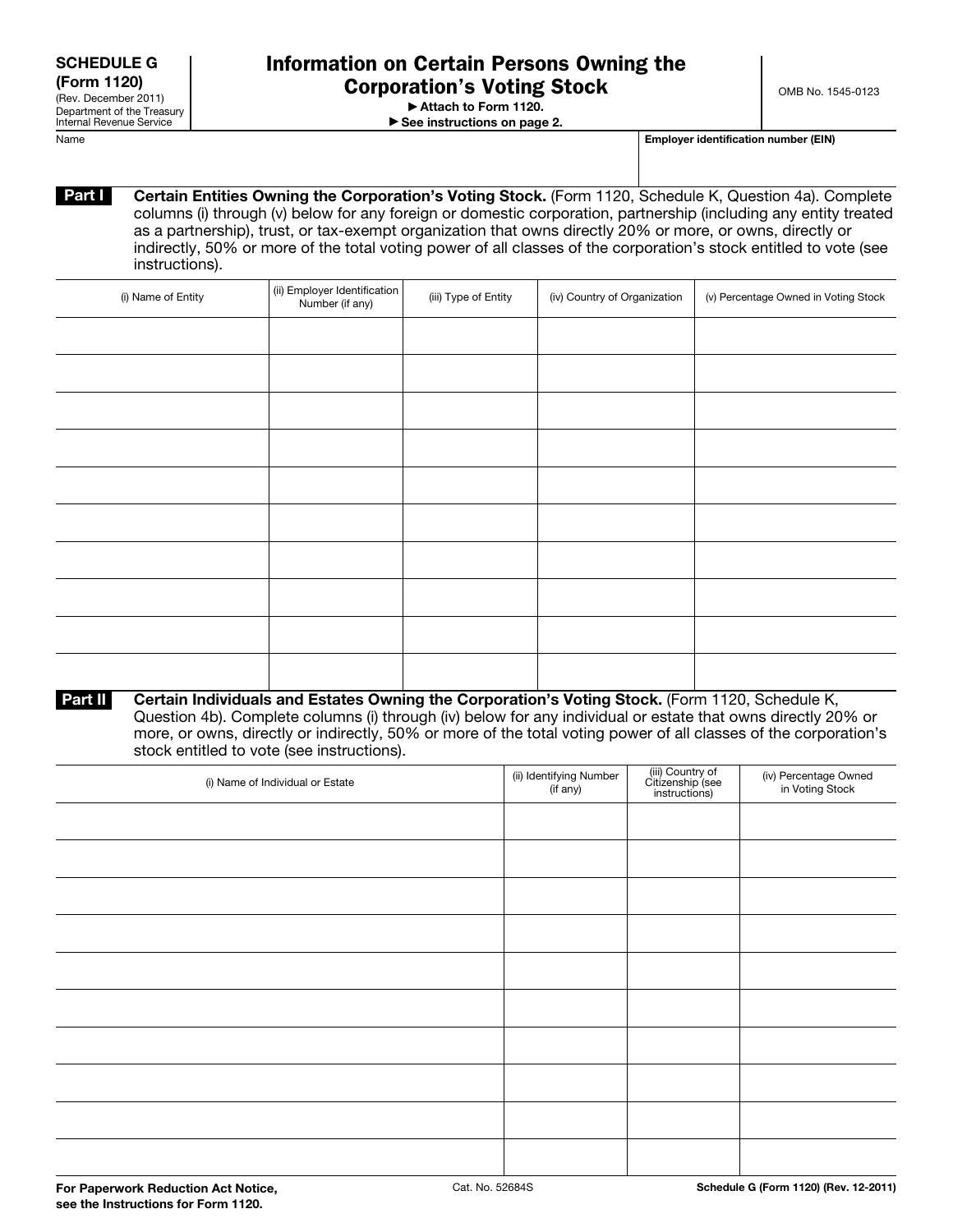**SCHEDULE G (Form 1120)**
(Rev. December 2011)
Department of the Treasury
Internal Revenue Service

# Information on Certain Persons Owning the Corporation's Voting Stock

▶ Attach to Form 1120.
▶ See instructions on page 2.

OMB No. 1545-0123

Name

**Employer identification number (EIN)**

**Part I** **Certain Entities Owning the Corporation's Voting Stock.** (Form 1120, Schedule K, Question 4a). Complete columns (i) through (v) below for any foreign or domestic corporation, partnership (including any entity treated as a partnership), trust, or tax-exempt organization that owns directly 20% or more, or owns, directly or indirectly, 50% or more of the total voting power of all classes of the corporation's stock entitled to vote (see instructions).

| (i) Name of Entity | (ii) Employer Identification Number (if any) | (iii) Type of Entity | (iv) Country of Organization | (v) Percentage Owned in Voting Stock |
|---|---|---|---|---|
| | | | | |
| | | | | |
| | | | | |
| | | | | |
| | | | | |
| | | | | |
| | | | | |
| | | | | |
| | | | | |
| | | | | |

**Part II** **Certain Individuals and Estates Owning the Corporation's Voting Stock.** (Form 1120, Schedule K, Question 4b). Complete columns (i) through (iv) below for any individual or estate that owns directly 20% or more, or owns, directly or indirectly, 50% or more of the total voting power of all classes of the corporation's stock entitled to vote (see instructions).

| (i) Name of Individual or Estate | (ii) Identifying Number (if any) | (iii) Country of Citizenship (see instructions) | (iv) Percentage Owned in Voting Stock |
|---|---|---|---|
| | | | |
| | | | |
| | | | |
| | | | |
| | | | |
| | | | |
| | | | |
| | | | |
| | | | |
| | | | |

**For Paperwork Reduction Act Notice, see the Instructions for Form 1120.**

Cat. No. 52684S

**Schedule G (Form 1120) (Rev. 12-2011)**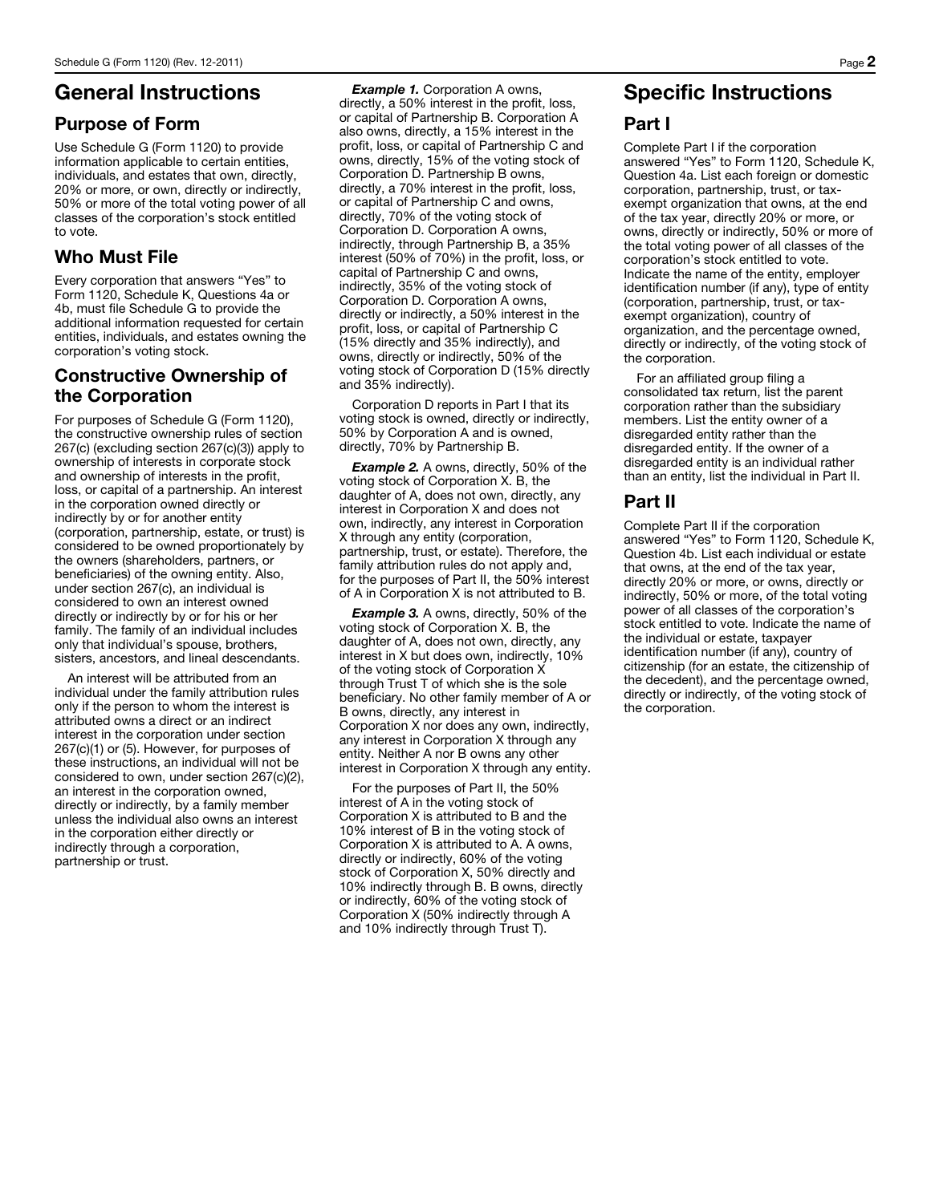# General Instructions

## Purpose of Form

Use Schedule G (Form 1120) to provide information applicable to certain entities, individuals, and estates that own, directly, 20% or more, or own, directly or indirectly, 50% or more of the total voting power of all classes of the corporation's stock entitled to vote.

## Who Must File

Every corporation that answers "Yes" to Form 1120, Schedule K, Questions 4a or 4b, must file Schedule G to provide the additional information requested for certain entities, individuals, and estates owning the corporation's voting stock.

## Constructive Ownership of the Corporation

For purposes of Schedule G (Form 1120), the constructive ownership rules of section 267(c) (excluding section 267(c)(3)) apply to ownership of interests in corporate stock and ownership of interests in the profit, loss, or capital of a partnership. An interest in the corporation owned directly or indirectly by or for another entity (corporation, partnership, estate, or trust) is considered to be owned proportionately by the owners (shareholders, partners, or beneficiaries) of the owning entity. Also, under section 267(c), an individual is considered to own an interest owned directly or indirectly by or for his or her family. The family of an individual includes only that individual's spouse, brothers, sisters, ancestors, and lineal descendants.

An interest will be attributed from an individual under the family attribution rules only if the person to whom the interest is attributed owns a direct or an indirect interest in the corporation under section 267(c)(1) or (5). However, for purposes of these instructions, an individual will not be considered to own, under section 267(c)(2), an interest in the corporation owned, directly or indirectly, by a family member unless the individual also owns an interest in the corporation either directly or indirectly through a corporation, partnership or trust.

***Example 1.*** Corporation A owns, directly, a 50% interest in the profit, loss, or capital of Partnership B. Corporation A also owns, directly, a 15% interest in the profit, loss, or capital of Partnership C and owns, directly, 15% of the voting stock of Corporation D. Partnership B owns, directly, a 70% interest in the profit, loss, or capital of Partnership C and owns, directly, 70% of the voting stock of Corporation D. Corporation A owns, indirectly, through Partnership B, a 35% interest (50% of 70%) in the profit, loss, or capital of Partnership C and owns, indirectly, 35% of the voting stock of Corporation D. Corporation A owns, directly or indirectly, a 50% interest in the profit, loss, or capital of Partnership C (15% directly and 35% indirectly), and owns, directly or indirectly, 50% of the voting stock of Corporation D (15% directly and 35% indirectly).

Corporation D reports in Part I that its voting stock is owned, directly or indirectly, 50% by Corporation A and is owned, directly, 70% by Partnership B.

***Example 2.*** A owns, directly, 50% of the voting stock of Corporation X. B, the daughter of A, does not own, directly, any interest in Corporation X and does not own, indirectly, any interest in Corporation X through any entity (corporation, partnership, trust, or estate). Therefore, the family attribution rules do not apply and, for the purposes of Part II, the 50% interest of A in Corporation X is not attributed to B.

***Example 3.*** A owns, directly, 50% of the voting stock of Corporation X. B, the daughter of A, does not own, directly, any interest in X but does own, indirectly, 10% of the voting stock of Corporation X through Trust T of which she is the sole beneficiary. No other family member of A or B owns, directly, any interest in Corporation X nor does any own, indirectly, any interest in Corporation X through any entity. Neither A nor B owns any other interest in Corporation X through any entity.

For the purposes of Part II, the 50% interest of A in the voting stock of Corporation X is attributed to B and the 10% interest of B in the voting stock of Corporation X is attributed to A. A owns, directly or indirectly, 60% of the voting stock of Corporation X, 50% directly and 10% indirectly through B. B owns, directly or indirectly, 60% of the voting stock of Corporation X (50% indirectly through A and 10% indirectly through Trust T).

# Specific Instructions

## Part I

Complete Part I if the corporation answered "Yes" to Form 1120, Schedule K, Question 4a. List each foreign or domestic corporation, partnership, trust, or tax-exempt organization that owns, at the end of the tax year, directly 20% or more, or owns, directly or indirectly, 50% or more of the total voting power of all classes of the corporation's stock entitled to vote. Indicate the name of the entity, employer identification number (if any), type of entity (corporation, partnership, trust, or tax-exempt organization), country of organization, and the percentage owned, directly or indirectly, of the voting stock of the corporation.

For an affiliated group filing a consolidated tax return, list the parent corporation rather than the subsidiary members. List the entity owner of a disregarded entity rather than the disregarded entity. If the owner of a disregarded entity is an individual rather than an entity, list the individual in Part II.

## Part II

Complete Part II if the corporation answered "Yes" to Form 1120, Schedule K, Question 4b. List each individual or estate that owns, at the end of the tax year, directly 20% or more, or owns, directly or indirectly, 50% or more, of the total voting power of all classes of the corporation's stock entitled to vote. Indicate the name of the individual or estate, taxpayer identification number (if any), country of citizenship (for an estate, the citizenship of the decedent), and the percentage owned, directly or indirectly, of the voting stock of the corporation.